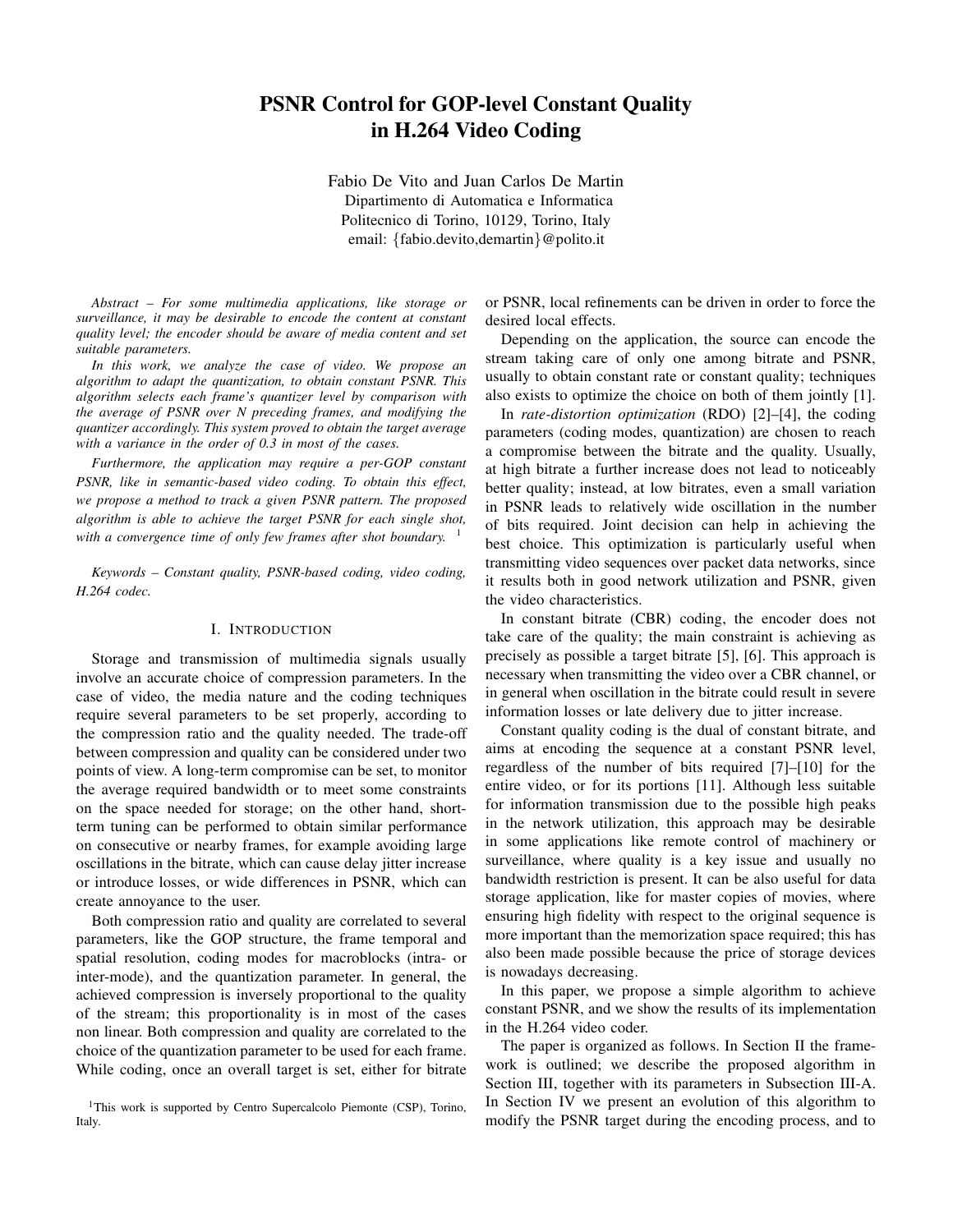# PSNR Control for GOP-level Constant Quality in H.264 Video Coding

Fabio De Vito and Juan Carlos De Martin
Dipartimento di Automatica e Informatica
Politecnico di Torino, 10129, Torino, Italy
email: {fabio.devito,demartin}@polito.it

*Abstract – For some multimedia applications, like storage or surveillance, it may be desirable to encode the content at constant quality level; the encoder should be aware of media content and set suitable parameters.*

*In this work, we analyze the case of video. We propose an algorithm to adapt the quantization, to obtain constant PSNR. This algorithm selects each frame's quantizer level by comparison with the average of PSNR over N preceding frames, and modifying the quantizer accordingly. This system proved to obtain the target average with a variance in the order of 0.3 in most of the cases.*

*Furthermore, the application may require a per-GOP constant PSNR, like in semantic-based video coding. To obtain this effect, we propose a method to track a given PSNR pattern. The proposed algorithm is able to achieve the target PSNR for each single shot, with a convergence time of only few frames after shot boundary.* [1]

*Keywords – Constant quality, PSNR-based coding, video coding, H.264 codec.*

## I. Introduction

Storage and transmission of multimedia signals usually involve an accurate choice of compression parameters. In the case of video, the media nature and the coding techniques require several parameters to be set properly, according to the compression ratio and the quality needed. The trade-off between compression and quality can be considered under two points of view. A long-term compromise can be set, to monitor the average required bandwidth or to meet some constraints on the space needed for storage; on the other hand, short-term tuning can be performed to obtain similar performance on consecutive or nearby frames, for example avoiding large oscillations in the bitrate, which can cause delay jitter increase or introduce losses, or wide differences in PSNR, which can create annoyance to the user.

Both compression ratio and quality are correlated to several parameters, like the GOP structure, the frame temporal and spatial resolution, coding modes for macroblocks (intra- or inter-mode), and the quantization parameter. In general, the achieved compression is inversely proportional to the quality of the stream; this proportionality is in most of the cases non linear. Both compression and quality are correlated to the choice of the quantization parameter to be used for each frame. While coding, once an overall target is set, either for bitrate or PSNR, local refinements can be driven in order to force the desired local effects.

Depending on the application, the source can encode the stream taking care of only one among bitrate and PSNR, usually to obtain constant rate or constant quality; techniques also exists to optimize the choice on both of them jointly [1].

In *rate-distortion optimization* (RDO) [2]–[4], the coding parameters (coding modes, quantization) are chosen to reach a compromise between the bitrate and the quality. Usually, at high bitrate a further increase does not lead to noticeably better quality; instead, at low bitrates, even a small variation in PSNR leads to relatively wide oscillation in the number of bits required. Joint decision can help in achieving the best choice. This optimization is particularly useful when transmitting video sequences over packet data networks, since it results both in good network utilization and PSNR, given the video characteristics.

In constant bitrate (CBR) coding, the encoder does not take care of the quality; the main constraint is achieving as precisely as possible a target bitrate [5], [6]. This approach is necessary when transmitting the video over a CBR channel, or in general when oscillation in the bitrate could result in severe information losses or late delivery due to jitter increase.

Constant quality coding is the dual of constant bitrate, and aims at encoding the sequence at a constant PSNR level, regardless of the number of bits required [7]–[10] for the entire video, or for its portions [11]. Although less suitable for information transmission due to the possible high peaks in the network utilization, this approach may be desirable in some applications like remote control of machinery or surveillance, where quality is a key issue and usually no bandwidth restriction is present. It can be also useful for data storage application, like for master copies of movies, where ensuring high fidelity with respect to the original sequence is more important than the memorization space required; this has also been made possible because the price of storage devices is nowadays decreasing.

In this paper, we propose a simple algorithm to achieve constant PSNR, and we show the results of its implementation in the H.264 video coder.

The paper is organized as follows. In Section II the framework is outlined; we describe the proposed algorithm in Section III, together with its parameters in Subsection III-A. In Section IV we present an evolution of this algorithm to modify the PSNR target during the encoding process, and to

[1] This work is supported by Centro Supercalcolo Piemonte (CSP), Torino, Italy.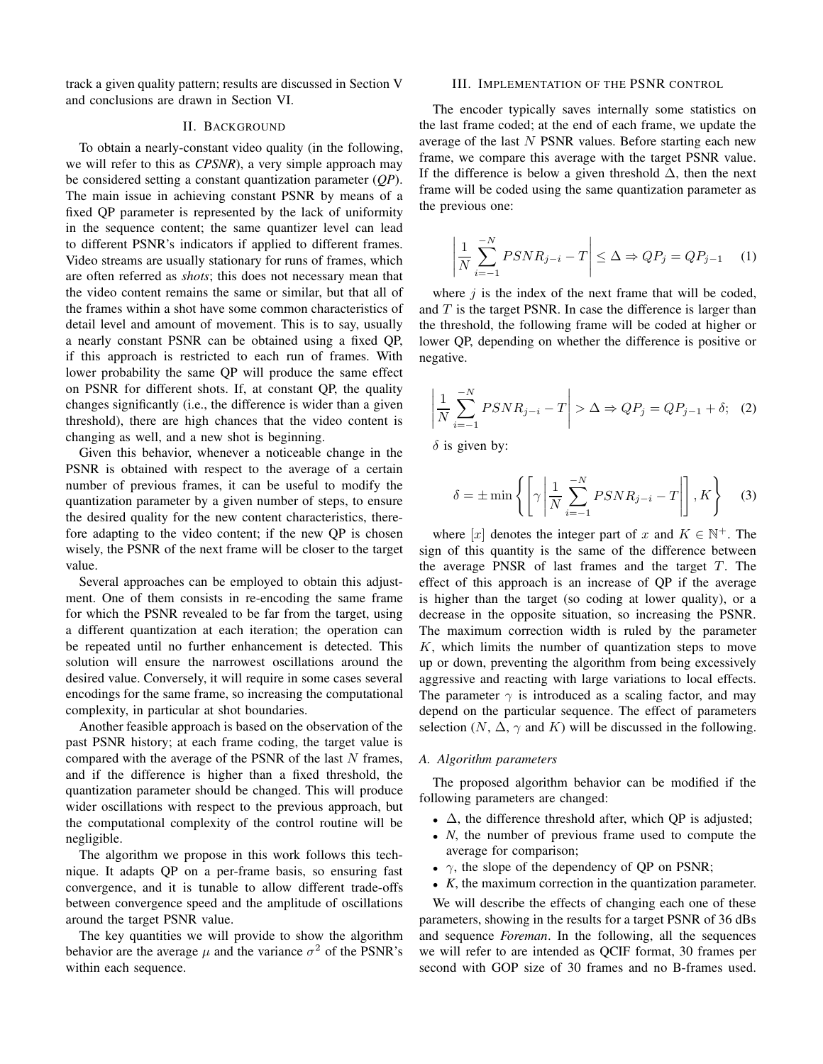track a given quality pattern; results are discussed in Section V and conclusions are drawn in Section VI.

## II. Background

To obtain a nearly-constant video quality (in the following, we will refer to this as ***CPSNR***), a very simple approach may be considered setting a constant quantization parameter (***QP***). The main issue in achieving constant PSNR by means of a fixed QP parameter is represented by the lack of uniformity in the sequence content; the same quantizer level can lead to different PSNR's indicators if applied to different frames. Video streams are usually stationary for runs of frames, which are often referred as *shots*; this does not necessary mean that the video content remains the same or similar, but that all of the frames within a shot have some common characteristics of detail level and amount of movement. This is to say, usually a nearly constant PSNR can be obtained using a fixed QP, if this approach is restricted to each run of frames. With lower probability the same QP will produce the same effect on PSNR for different shots. If, at constant QP, the quality changes significantly (i.e., the difference is wider than a given threshold), there are high chances that the video content is changing as well, and a new shot is beginning.

Given this behavior, whenever a noticeable change in the PSNR is obtained with respect to the average of a certain number of previous frames, it can be useful to modify the quantization parameter by a given number of steps, to ensure the desired quality for the new content characteristics, therefore adapting to the video content; if the new QP is chosen wisely, the PSNR of the next frame will be closer to the target value.

Several approaches can be employed to obtain this adjustment. One of them consists in re-encoding the same frame for which the PSNR revealed to be far from the target, using a different quantization at each iteration; the operation can be repeated until no further enhancement is detected. This solution will ensure the narrowest oscillations around the desired value. Conversely, it will require in some cases several encodings for the same frame, so increasing the computational complexity, in particular at shot boundaries.

Another feasible approach is based on the observation of the past PSNR history; at each frame coding, the target value is compared with the average of the PSNR of the last $N$ frames, and if the difference is higher than a fixed threshold, the quantization parameter should be changed. This will produce wider oscillations with respect to the previous approach, but the computational complexity of the control routine will be negligible.

The algorithm we propose in this work follows this technique. It adapts QP on a per-frame basis, so ensuring fast convergence, and it is tunable to allow different trade-offs between convergence speed and the amplitude of oscillations around the target PSNR value.

The key quantities we will provide to show the algorithm behavior are the average $\mu$ and the variance $\sigma^2$ of the PSNR's within each sequence.

## III. Implementation of the PSNR control

The encoder typically saves internally some statistics on the last frame coded; at the end of each frame, we update the average of the last $N$ PSNR values. Before starting each new frame, we compare this average with the target PSNR value. If the difference is below a given threshold $\Delta$, then the next frame will be coded using the same quantization parameter as the previous one:

$$\left| \frac{1}{N} \sum_{i=-1}^{-N} PSNR_{j-i} - T \right| \leq \Delta \Rightarrow QP_j = QP_{j-1} \quad (1)$$

where $j$ is the index of the next frame that will be coded, and $T$ is the target PSNR. In case the difference is larger than the threshold, the following frame will be coded at higher or lower QP, depending on whether the difference is positive or negative.

$$\left| \frac{1}{N} \sum_{i=-1}^{-N} PSNR_{j-i} - T \right| > \Delta \Rightarrow QP_j = QP_{j-1} + \delta; \quad (2)$$

$\delta$ is given by:

$$\delta = \pm \min \left\{ \left[ \gamma \left| \frac{1}{N} \sum_{i=-1}^{-N} PSNR_{j-i} - T \right| \right], K \right\} \quad (3)$$

where $[x]$ denotes the integer part of $x$ and $K \in \mathbb{N}^+$. The sign of this quantity is the same of the difference between the average PNSR of last frames and the target $T$. The effect of this approach is an increase of QP if the average is higher than the target (so coding at lower quality), or a decrease in the opposite situation, so increasing the PSNR. The maximum correction width is ruled by the parameter $K$, which limits the number of quantization steps to move up or down, preventing the algorithm from being excessively aggressive and reacting with large variations to local effects. The parameter $\gamma$ is introduced as a scaling factor, and may depend on the particular sequence. The effect of parameters selection ($N$, $\Delta$, $\gamma$ and $K$) will be discussed in the following.

### A. Algorithm parameters

The proposed algorithm behavior can be modified if the following parameters are changed:

- $\Delta$, the difference threshold after, which QP is adjusted;
- $N$, the number of previous frame used to compute the average for comparison;
- $\gamma$, the slope of the dependency of QP on PSNR;
- $K$, the maximum correction in the quantization parameter.

We will describe the effects of changing each one of these parameters, showing in the results for a target PSNR of 36 dBs and sequence *Foreman*. In the following, all the sequences we will refer to are intended as QCIF format, 30 frames per second with GOP size of 30 frames and no B-frames used.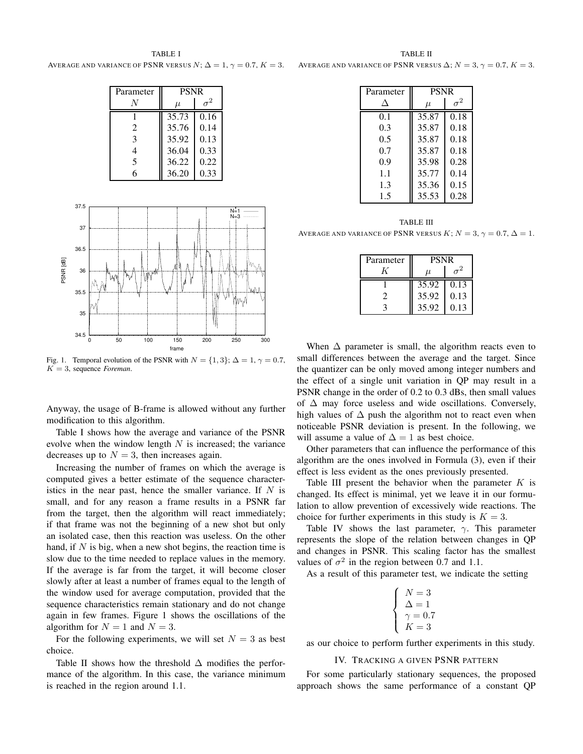TABLE I
AVERAGE AND VARIANCE OF PSNR VERSUS $N$; $\Delta = 1$, $\gamma = 0.7$, $K = 3$.

| Parameter $N$ | PSNR $\mu$ | $\sigma^2$ |
|---|---|---|
| 1 | 35.73 | 0.16 |
| 2 | 35.76 | 0.14 |
| 3 | 35.92 | 0.13 |
| 4 | 36.04 | 0.33 |
| 5 | 36.22 | 0.22 |
| 6 | 36.20 | 0.33 |

Fig. 1. Temporal evolution of the PSNR with $N = \{1, 3\}$; $\Delta = 1$, $\gamma = 0.7$, $K = 3$, sequence *Foreman*.

Anyway, the usage of B-frame is allowed without any further modification to this algorithm.

Table I shows how the average and variance of the PSNR evolve when the window length $N$ is increased; the variance decreases up to $N = 3$, then increases again.

Increasing the number of frames on which the average is computed gives a better estimate of the sequence characteristics in the near past, hence the smaller variance. If $N$ is small, and for any reason a frame results in a PSNR far from the target, then the algorithm will react immediately; if that frame was not the beginning of a new shot but only an isolated case, then this reaction was useless. On the other hand, if $N$ is big, when a new shot begins, the reaction time is slow due to the time needed to replace values in the memory. If the average is far from the target, it will become closer slowly after at least a number of frames equal to the length of the window used for average computation, provided that the sequence characteristics remain stationary and do not change again in few frames. Figure 1 shows the oscillations of the algorithm for $N = 1$ and $N = 3$.

For the following experiments, we will set $N = 3$ as best choice.

Table II shows how the threshold $\Delta$ modifies the performance of the algorithm. In this case, the variance minimum is reached in the region around 1.1.

TABLE II
AVERAGE AND VARIANCE OF PSNR VERSUS $\Delta$; $N = 3$, $\gamma = 0.7$, $K = 3$.

| Parameter $\Delta$ | PSNR $\mu$ | $\sigma^2$ |
|---|---|---|
| 0.1 | 35.87 | 0.18 |
| 0.3 | 35.87 | 0.18 |
| 0.5 | 35.87 | 0.18 |
| 0.7 | 35.87 | 0.18 |
| 0.9 | 35.98 | 0.28 |
| 1.1 | 35.77 | 0.14 |
| 1.3 | 35.36 | 0.15 |
| 1.5 | 35.53 | 0.28 |

TABLE III
AVERAGE AND VARIANCE OF PSNR VERSUS $K$; $N = 3$, $\gamma = 0.7$, $\Delta = 1$.

| Parameter $K$ | PSNR $\mu$ | $\sigma^2$ |
|---|---|---|
| 1 | 35.92 | 0.13 |
| 2 | 35.92 | 0.13 |
| 3 | 35.92 | 0.13 |

When $\Delta$ parameter is small, the algorithm reacts even to small differences between the average and the target. Since the quantizer can be only moved among integer numbers and the effect of a single unit variation in QP may result in a PSNR change in the order of 0.2 to 0.3 dBs, then small values of $\Delta$ may force useless and wide oscillations. Conversely, high values of $\Delta$ push the algorithm not to react even when noticeable PSNR deviation is present. In the following, we will assume a value of $\Delta = 1$ as best choice.

Other parameters that can influence the performance of this algorithm are the ones involved in Formula (3), even if their effect is less evident as the ones previously presented.

Table III present the behavior when the parameter $K$ is changed. Its effect is minimal, yet we leave it in our formulation to allow prevention of excessively wide reactions. The choice for further experiments in this study is $K = 3$.

Table IV shows the last parameter, $\gamma$. This parameter represents the slope of the relation between changes in QP and changes in PSNR. This scaling factor has the smallest values of $\sigma^2$ in the region between 0.7 and 1.1.

As a result of this parameter test, we indicate the setting

$$\begin{cases} N = 3 \\ \Delta = 1 \\ \gamma = 0.7 \\ K = 3 \end{cases}$$

as our choice to perform further experiments in this study.

## IV. TRACKING A GIVEN PSNR PATTERN

For some particularly stationary sequences, the proposed approach shows the same performance of a constant QP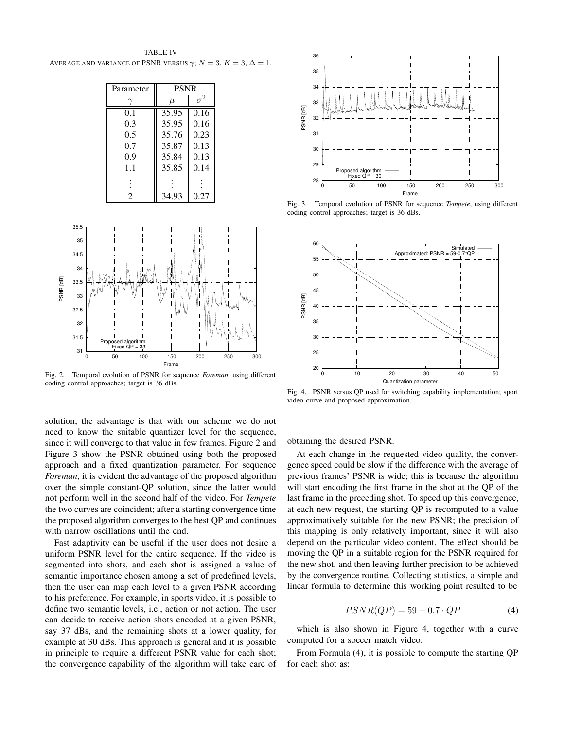TABLE IV

AVERAGE AND VARIANCE OF PSNR VERSUS $\gamma$; $N = 3$, $K = 3$, $\Delta = 1$.

| Parameter | PSNR | |
|---|---|---|
| $\gamma$ | $\mu$ | $\sigma^2$ |
| 0.1 | 35.95 | 0.16 |
| 0.3 | 35.95 | 0.16 |
| 0.5 | 35.76 | 0.23 |
| 0.7 | 35.87 | 0.13 |
| 0.9 | 35.84 | 0.13 |
| 1.1 | 35.85 | 0.14 |
| ⋮ | ⋮ | ⋮ |
| 2 | 34.93 | 0.27 |

Fig. 2. Temporal evolution of PSNR for sequence *Foreman*, using different coding control approaches; target is 36 dBs.

Fig. 3. Temporal evolution of PSNR for sequence *Tempete*, using different coding control approaches; target is 36 dBs.

Fig. 4. PSNR versus QP used for switching capability implementation; sport video curve and proposed approximation.

solution; the advantage is that with our scheme we do not need to know the suitable quantizer level for the sequence, since it will converge to that value in few frames. Figure 2 and Figure 3 show the PSNR obtained using both the proposed approach and a fixed quantization parameter. For sequence *Foreman*, it is evident the advantage of the proposed algorithm over the simple constant-QP solution, since the latter would not perform well in the second half of the video. For *Tempete* the two curves are coincident; after a starting convergence time the proposed algorithm converges to the best QP and continues with narrow oscillations until the end.

Fast adaptivity can be useful if the user does not desire a uniform PSNR level for the entire sequence. If the video is segmented into shots, and each shot is assigned a value of semantic importance chosen among a set of predefined levels, then the user can map each level to a given PSNR according to his preference. For example, in sports video, it is possible to define two semantic levels, i.e., action or not action. The user can decide to receive action shots encoded at a given PSNR, say 37 dBs, and the remaining shots at a lower quality, for example at 30 dBs. This approach is general and it is possible in principle to require a different PSNR value for each shot; the convergence capability of the algorithm will take care of obtaining the desired PSNR.

At each change in the requested video quality, the convergence speed could be slow if the difference with the average of previous frames' PSNR is wide; this is because the algorithm will start encoding the first frame in the shot at the QP of the last frame in the preceding shot. To speed up this convergence, at each new request, the starting QP is recomputed to a value approximatively suitable for the new PSNR; the precision of this mapping is only relatively important, since it will also depend on the particular video content. The effect should be moving the QP in a suitable region for the PSNR required for the new shot, and then leaving further precision to be achieved by the convergence routine. Collecting statistics, a simple and linear formula to determine this working point resulted to be

$$PSNR(QP) = 59 - 0.7 \cdot QP \tag{4}$$

which is also shown in Figure 4, together with a curve computed for a soccer match video.

From Formula (4), it is possible to compute the starting QP for each shot as: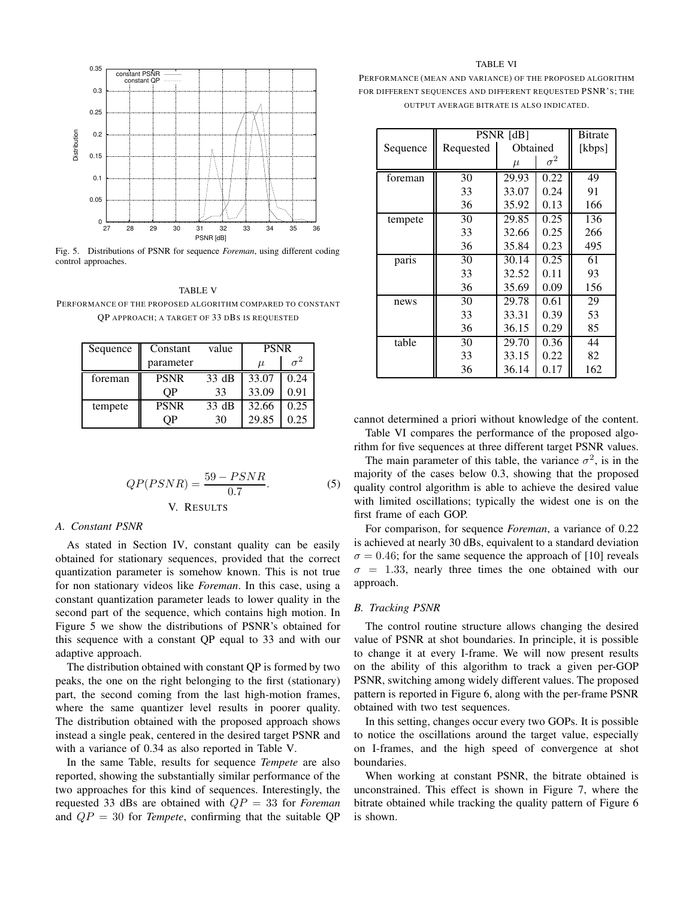Fig. 5. Distributions of PSNR for sequence *Foreman*, using different coding control approaches.

TABLE V

PERFORMANCE OF THE PROPOSED ALGORITHM COMPARED TO CONSTANT QP APPROACH; A TARGET OF 33 DBS IS REQUESTED

| Sequence | Constant parameter | value | PSNR $\mu$ | PSNR $\sigma^2$ |
|---|---|---|---|---|
| foreman | PSNR | 33 dB | 33.07 | 0.24 |
| | QP | 33 | 33.09 | 0.91 |
| tempete | PSNR | 33 dB | 32.66 | 0.25 |
| | QP | 30 | 29.85 | 0.25 |

$$QP(PSNR) = \frac{59 - PSNR}{0.7}. \tag{5}$$

## V. RESULTS

### A. Constant PSNR

As stated in Section IV, constant quality can be easily obtained for stationary sequences, provided that the correct quantization parameter is somehow known. This is not true for non stationary videos like *Foreman*. In this case, using a constant quantization parameter leads to lower quality in the second part of the sequence, which contains high motion. In Figure 5 we show the distributions of PSNR's obtained for this sequence with a constant QP equal to 33 and with our adaptive approach.

The distribution obtained with constant QP is formed by two peaks, the one on the right belonging to the first (stationary) part, the second coming from the last high-motion frames, where the same quantizer level results in poorer quality. The distribution obtained with the proposed approach shows instead a single peak, centered in the desired target PSNR and with a variance of 0.34 as also reported in Table V.

In the same Table, results for sequence *Tempete* are also reported, showing the substantially similar performance of the two approaches for this kind of sequences. Interestingly, the requested 33 dBs are obtained with $QP = 33$ for *Foreman* and $QP = 30$ for *Tempete*, confirming that the suitable QP cannot determined a priori without knowledge of the content.

TABLE VI

PERFORMANCE (MEAN AND VARIANCE) OF THE PROPOSED ALGORITHM FOR DIFFERENT SEQUENCES AND DIFFERENT REQUESTED PSNR'S; THE OUTPUT AVERAGE BITRATE IS ALSO INDICATED.

| Sequence | PSNR [dB] Requested | Obtained $\mu$ | Obtained $\sigma^2$ | Bitrate [kbps] |
|---|---|---|---|---|
| foreman | 30 | 29.93 | 0.22 | 49 |
| | 33 | 33.07 | 0.24 | 91 |
| | 36 | 35.92 | 0.13 | 166 |
| tempete | 30 | 29.85 | 0.25 | 136 |
| | 33 | 32.66 | 0.25 | 266 |
| | 36 | 35.84 | 0.23 | 495 |
| paris | 30 | 30.14 | 0.25 | 61 |
| | 33 | 32.52 | 0.11 | 93 |
| | 36 | 35.69 | 0.09 | 156 |
| news | 30 | 29.78 | 0.61 | 29 |
| | 33 | 33.31 | 0.39 | 53 |
| | 36 | 36.15 | 0.29 | 85 |
| table | 30 | 29.70 | 0.36 | 44 |
| | 33 | 33.15 | 0.22 | 82 |
| | 36 | 36.14 | 0.17 | 162 |

Table VI compares the performance of the proposed algorithm for five sequences at three different target PSNR values.

The main parameter of this table, the variance $\sigma^2$, is in the majority of the cases below 0.3, showing that the proposed quality control algorithm is able to achieve the desired value with limited oscillations; typically the widest one is on the first frame of each GOP.

For comparison, for sequence *Foreman*, a variance of 0.22 is achieved at nearly 30 dBs, equivalent to a standard deviation $\sigma = 0.46$; for the same sequence the approach of [10] reveals $\sigma = 1.33$, nearly three times the one obtained with our approach.

### B. Tracking PSNR

The control routine structure allows changing the desired value of PSNR at shot boundaries. In principle, it is possible to change it at every I-frame. We will now present results on the ability of this algorithm to track a given per-GOP PSNR, switching among widely different values. The proposed pattern is reported in Figure 6, along with the per-frame PSNR obtained with two test sequences.

In this setting, changes occur every two GOPs. It is possible to notice the oscillations around the target value, especially on I-frames, and the high speed of convergence at shot boundaries.

When working at constant PSNR, the bitrate obtained is unconstrained. This effect is shown in Figure 7, where the bitrate obtained while tracking the quality pattern of Figure 6 is shown.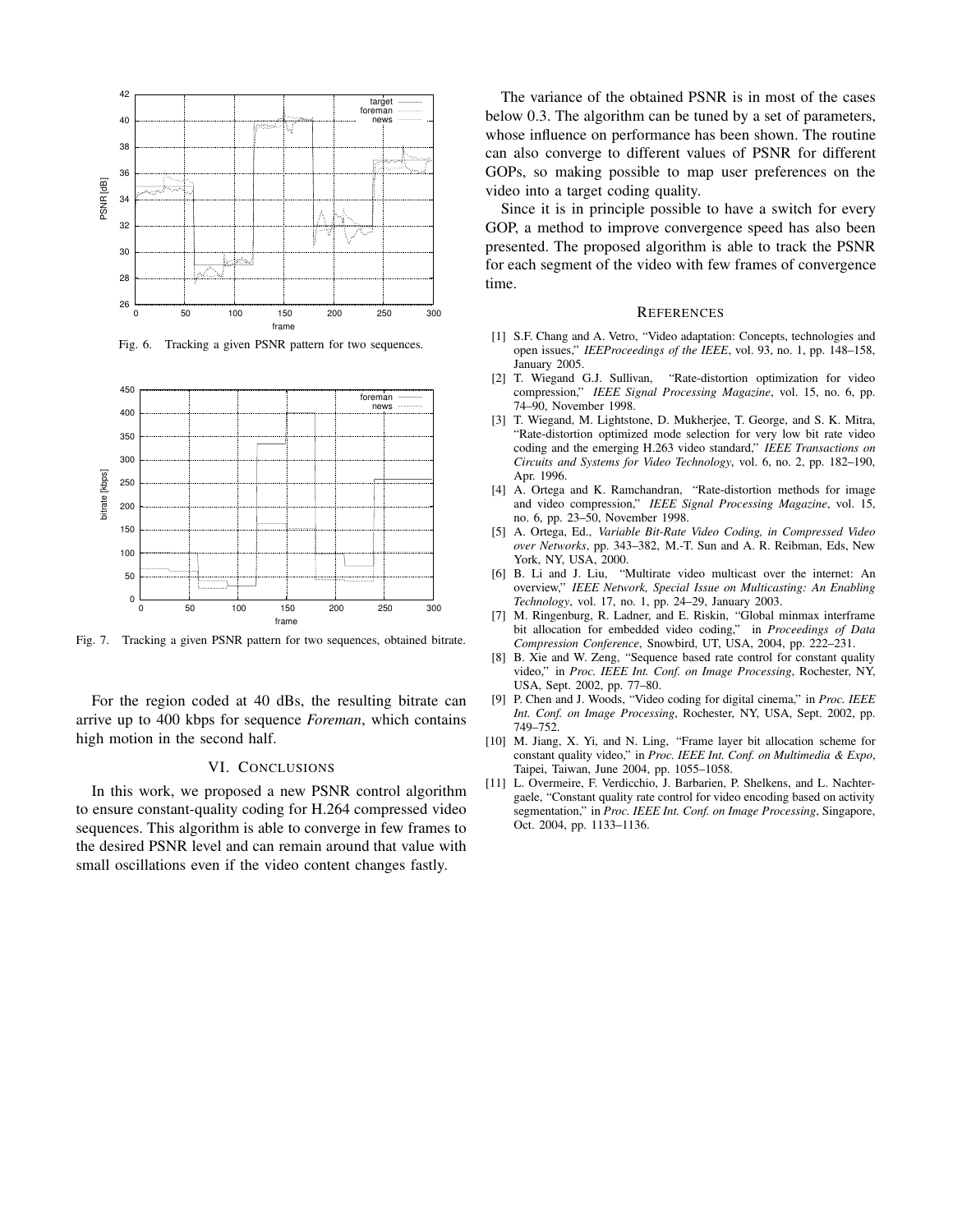42
40
38
36
34
32
30
28
26
PSNR [dB]
0 50 100 150 200 250 300
frame
target
foreman
news

Fig. 6. Tracking a given PSNR pattern for two sequences.

450
400
350
300
250
200
150
100
50
0
bitrate [kbps]
0 50 100 150 200 250 300
foreman
news

Fig. 7. Tracking a given PSNR pattern for two sequences, obtained bitrate.

For the region coded at 40 dBs, the resulting bitrate can arrive up to 400 kbps for sequence *Foreman*, which contains high motion in the second half.

## VI. CONCLUSIONS

In this work, we proposed a new PSNR control algorithm to ensure constant-quality coding for H.264 compressed video sequences. This algorithm is able to converge in few frames to the desired PSNR level and can remain around that value with small oscillations even if the video content changes fastly.

The variance of the obtained PSNR is in most of the cases below 0.3. The algorithm can be tuned by a set of parameters, whose influence on performance has been shown. The routine can also converge to different values of PSNR for different GOPs, so making possible to map user preferences on the video into a target coding quality.

Since it is in principle possible to have a switch for every GOP, a method to improve convergence speed has also been presented. The proposed algorithm is able to track the PSNR for each segment of the video with few frames of convergence time.

## REFERENCES

[1] S.F. Chang and A. Vetro, "Video adaptation: Concepts, technologies and open issues," *IEEEProceedings of the IEEE*, vol. 93, no. 1, pp. 148–158, January 2005.

[2] T. Wiegand G.J. Sullivan, "Rate-distortion optimization for video compression," *IEEE Signal Processing Magazine*, vol. 15, no. 6, pp. 74–90, November 1998.

[3] T. Wiegand, M. Lightstone, D. Mukherjee, T. George, and S. K. Mitra, "Rate-distortion optimized mode selection for very low bit rate video coding and the emerging H.263 video standard," *IEEE Transactions on Circuits and Systems for Video Technology*, vol. 6, no. 2, pp. 182–190, Apr. 1996.

[4] A. Ortega and K. Ramchandran, "Rate-distortion methods for image and video compression," *IEEE Signal Processing Magazine*, vol. 15, no. 6, pp. 23–50, November 1998.

[5] A. Ortega, Ed., *Variable Bit-Rate Video Coding, in Compressed Video over Networks*, pp. 343–382, M.-T. Sun and A. R. Reibman, Eds, New York, NY, USA, 2000.

[6] B. Li and J. Liu, "Multirate video multicast over the internet: An overview," *IEEE Network, Special Issue on Multicasting: An Enabling Technology*, vol. 17, no. 1, pp. 24–29, January 2003.

[7] M. Ringenburg, R. Ladner, and E. Riskin, "Global minmax interframe bit allocation for embedded video coding," in *Proceedings of Data Compression Conference*, Snowbird, UT, USA, 2004, pp. 222–231.

[8] B. Xie and W. Zeng, "Sequence based rate control for constant quality video," in *Proc. IEEE Int. Conf. on Image Processing*, Rochester, NY, USA, Sept. 2002, pp. 77–80.

[9] P. Chen and J. Woods, "Video coding for digital cinema," in *Proc. IEEE Int. Conf. on Image Processing*, Rochester, NY, USA, Sept. 2002, pp. 749–752.

[10] M. Jiang, X. Yi, and N. Ling, "Frame layer bit allocation scheme for constant quality video," in *Proc. IEEE Int. Conf. on Multimedia & Expo*, Taipei, Taiwan, June 2004, pp. 1055–1058.

[11] L. Overmeire, F. Verdicchio, J. Barbarien, P. Shelkens, and L. Nachtergaele, "Constant quality rate control for video encoding based on activity segmentation," in *Proc. IEEE Int. Conf. on Image Processing*, Singapore, Oct. 2004, pp. 1133–1136.